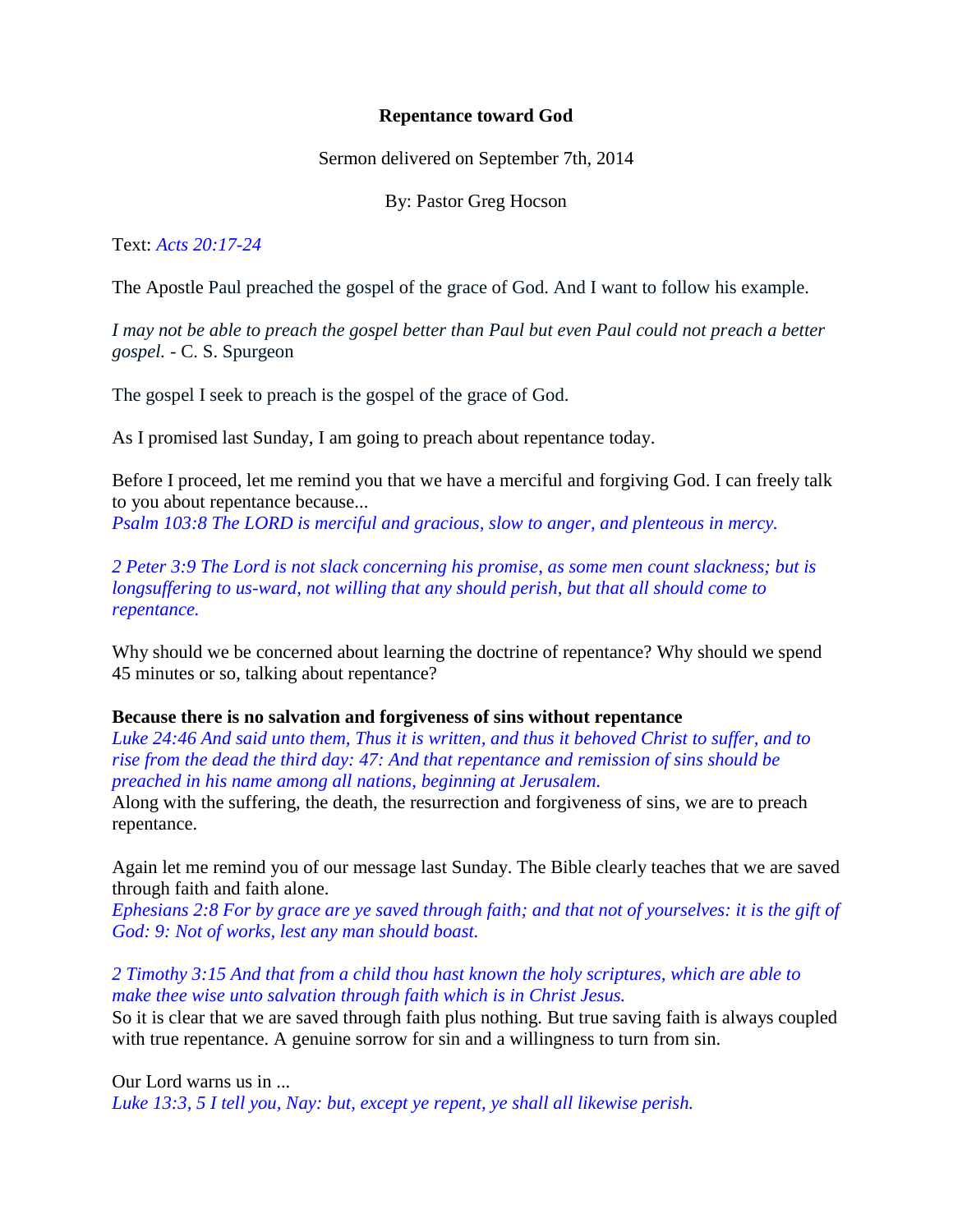**Repentance toward God**

Sermon delivered on September 7th, 2014

By: Pastor Greg Hocson

Text: *Acts 20:17-24*

The Apostle Paul preached the gospel of the grace of God. And I want to follow his example.

*I may not be able to preach the gospel better than Paul but even Paul could not preach a better gospel.* - C. S. Spurgeon

The gospel I seek to preach is the gospel of the grace of God.

As I promised last Sunday, I am going to preach about repentance today.

Before I proceed, let me remind you that we have a merciful and forgiving God. I can freely talk to you about repentance because...
*Psalm 103:8 The LORD is merciful and gracious, slow to anger, and plenteous in mercy.*

*2 Peter 3:9 The Lord is not slack concerning his promise, as some men count slackness; but is longsuffering to us-ward, not willing that any should perish, but that all should come to repentance.*

Why should we be concerned about learning the doctrine of repentance? Why should we spend 45 minutes or so, talking about repentance?

**Because there is no salvation and forgiveness of sins without repentance**
*Luke 24:46 And said unto them, Thus it is written, and thus it behoved Christ to suffer, and to rise from the dead the third day: 47: And that repentance and remission of sins should be preached in his name among all nations, beginning at Jerusalem.*
Along with the suffering, the death, the resurrection and forgiveness of sins, we are to preach repentance.

Again let me remind you of our message last Sunday. The Bible clearly teaches that we are saved through faith and faith alone.
*Ephesians 2:8 For by grace are ye saved through faith; and that not of yourselves: it is the gift of God: 9: Not of works, lest any man should boast.*

*2 Timothy 3:15 And that from a child thou hast known the holy scriptures, which are able to make thee wise unto salvation through faith which is in Christ Jesus.*
So it is clear that we are saved through faith plus nothing. But true saving faith is always coupled with true repentance. A genuine sorrow for sin and a willingness to turn from sin.

Our Lord warns us in ...
*Luke 13:3, 5 I tell you, Nay: but, except ye repent, ye shall all likewise perish.*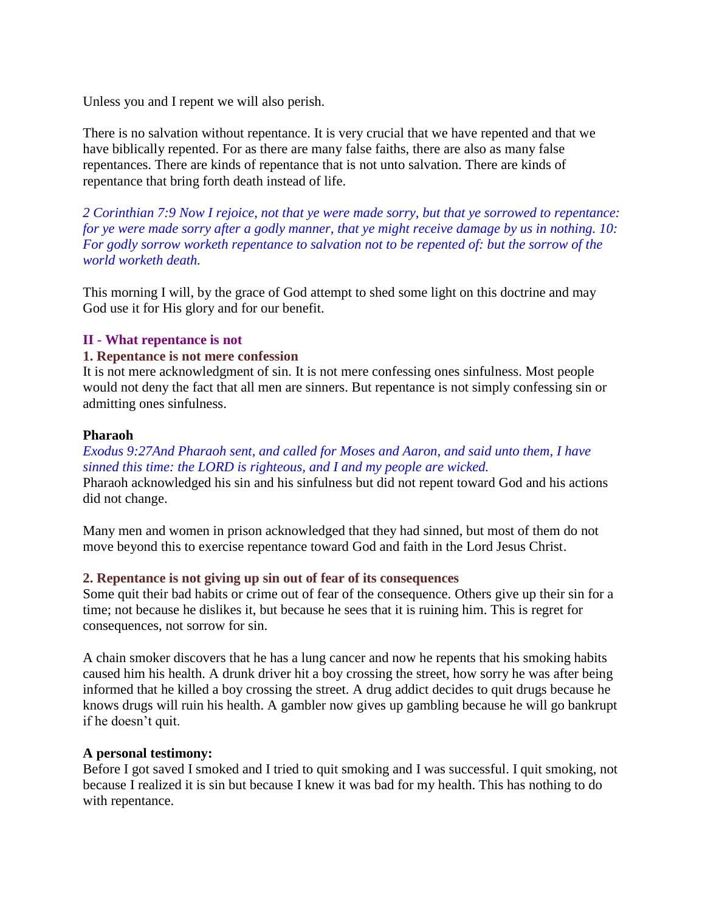Unless you and I repent we will also perish.

There is no salvation without repentance. It is very crucial that we have repented and that we have biblically repented. For as there are many false faiths, there are also as many false repentances. There are kinds of repentance that is not unto salvation. There are kinds of repentance that bring forth death instead of life.

*2 Corinthian 7:9 Now I rejoice, not that ye were made sorry, but that ye sorrowed to repentance: for ye were made sorry after a godly manner, that ye might receive damage by us in nothing. 10: For godly sorrow worketh repentance to salvation not to be repented of: but the sorrow of the world worketh death.*

This morning I will, by the grace of God attempt to shed some light on this doctrine and may God use it for His glory and for our benefit.

## II - What repentance is not

### 1. Repentance is not mere confession

It is not mere acknowledgment of sin. It is not mere confessing ones sinfulness. Most people would not deny the fact that all men are sinners. But repentance is not simply confessing sin or admitting ones sinfulness.

**Pharaoh**

*Exodus 9:27And Pharaoh sent, and called for Moses and Aaron, and said unto them, I have sinned this time: the LORD is righteous, and I and my people are wicked.*

Pharaoh acknowledged his sin and his sinfulness but did not repent toward God and his actions did not change.

Many men and women in prison acknowledged that they had sinned, but most of them do not move beyond this to exercise repentance toward God and faith in the Lord Jesus Christ.

### 2. Repentance is not giving up sin out of fear of its consequences

Some quit their bad habits or crime out of fear of the consequence. Others give up their sin for a time; not because he dislikes it, but because he sees that it is ruining him. This is regret for consequences, not sorrow for sin.

A chain smoker discovers that he has a lung cancer and now he repents that his smoking habits caused him his health. A drunk driver hit a boy crossing the street, how sorry he was after being informed that he killed a boy crossing the street. A drug addict decides to quit drugs because he knows drugs will ruin his health. A gambler now gives up gambling because he will go bankrupt if he doesn't quit.

**A personal testimony:**

Before I got saved I smoked and I tried to quit smoking and I was successful. I quit smoking, not because I realized it is sin but because I knew it was bad for my health. This has nothing to do with repentance.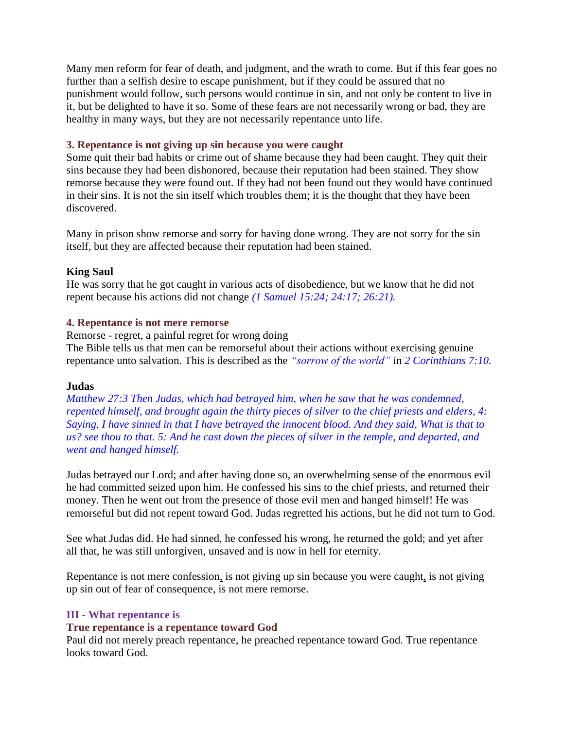Many men reform for fear of death, and judgment, and the wrath to come. But if this fear goes no further than a selfish desire to escape punishment, but if they could be assured that no punishment would follow, such persons would continue in sin, and not only be content to live in it, but be delighted to have it so. Some of these fears are not necessarily wrong or bad, they are healthy in many ways, but they are not necessarily repentance unto life.

### 3. Repentance is not giving up sin because you were caught

Some quit their bad habits or crime out of shame because they had been caught. They quit their sins because they had been dishonored, because their reputation had been stained. They show remorse because they were found out. If they had not been found out they would have continued in their sins. It is not the sin itself which troubles them; it is the thought that they have been discovered.

Many in prison show remorse and sorry for having done wrong. They are not sorry for the sin itself, but they are affected because their reputation had been stained.

**King Saul**

He was sorry that he got caught in various acts of disobedience, but we know that he did not repent because his actions did not change *(1 Samuel 15:24; 24:17; 26:21).*

### 4. Repentance is not mere remorse

Remorse - regret, a painful regret for wrong doing

The Bible tells us that men can be remorseful about their actions without exercising genuine repentance unto salvation. This is described as the *"sorrow of the world"* in *2 Corinthians 7:10.*

**Judas**

*Matthew 27:3 Then Judas, which had betrayed him, when he saw that he was condemned, repented himself, and brought again the thirty pieces of silver to the chief priests and elders, 4: Saying, I have sinned in that I have betrayed the innocent blood. And they said, What is that to us? see thou to that. 5: And he cast down the pieces of silver in the temple, and departed, and went and hanged himself.*

Judas betrayed our Lord; and after having done so, an overwhelming sense of the enormous evil he had committed seized upon him. He confessed his sins to the chief priests, and returned their money. Then he went out from the presence of those evil men and hanged himself! He was remorseful but did not repent toward God. Judas regretted his actions, but he did not turn to God.

See what Judas did. He had sinned, he confessed his wrong, he returned the gold; and yet after all that, he was still unforgiven, unsaved and is now in hell for eternity.

Repentance is not mere confession, is not giving up sin because you were caught, is not giving up sin out of fear of consequence, is not mere remorse.

## III - What repentance is

### True repentance is a repentance toward God

Paul did not merely preach repentance, he preached repentance toward God. True repentance looks toward God.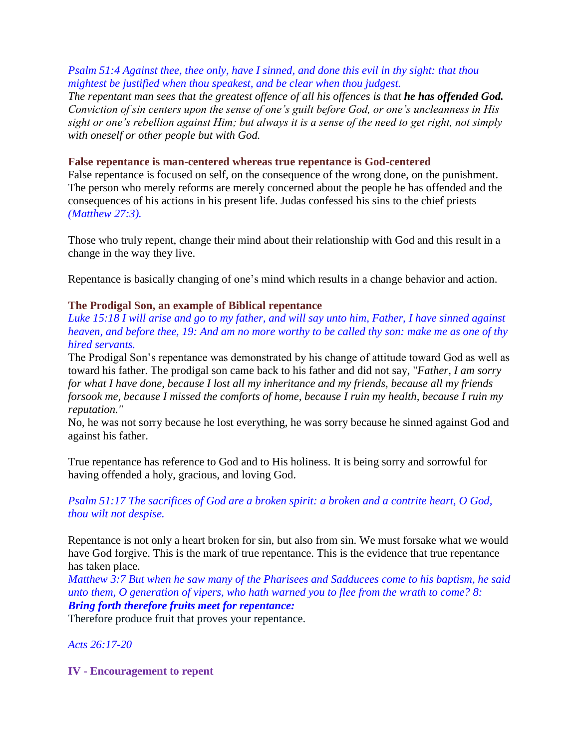*Psalm 51:4 Against thee, thee only, have I sinned, and done this evil in thy sight: that thou mightest be justified when thou speakest, and be clear when thou judgest.*
*The repentant man sees that the greatest offence of all his offences is that* ***he has offended God.*** *Conviction of sin centers upon the sense of one's guilt before God, or one's uncleanness in His sight or one's rebellion against Him; but always it is a sense of the need to get right, not simply with oneself or other people but with God.*

**False repentance is man-centered whereas true repentance is God-centered**

False repentance is focused on self, on the consequence of the wrong done, on the punishment. The person who merely reforms are merely concerned about the people he has offended and the consequences of his actions in his present life. Judas confessed his sins to the chief priests *(Matthew 27:3).*

Those who truly repent, change their mind about their relationship with God and this result in a change in the way they live.

Repentance is basically changing of one's mind which results in a change behavior and action.

**The Prodigal Son, an example of Biblical repentance**

*Luke 15:18 I will arise and go to my father, and will say unto him, Father, I have sinned against heaven, and before thee, 19: And am no more worthy to be called thy son: make me as one of thy hired servants.*

The Prodigal Son's repentance was demonstrated by his change of attitude toward God as well as toward his father. The prodigal son came back to his father and did not say, "*Father, I am sorry for what I have done, because I lost all my inheritance and my friends, because all my friends forsook me, because I missed the comforts of home, because I ruin my health, because I ruin my reputation."*

No, he was not sorry because he lost everything, he was sorry because he sinned against God and against his father.

True repentance has reference to God and to His holiness. It is being sorry and sorrowful for having offended a holy, gracious, and loving God.

*Psalm 51:17 The sacrifices of God are a broken spirit: a broken and a contrite heart, O God, thou wilt not despise.*

Repentance is not only a heart broken for sin, but also from sin. We must forsake what we would have God forgive. This is the mark of true repentance. This is the evidence that true repentance has taken place.

*Matthew 3:7 But when he saw many of the Pharisees and Sadducees come to his baptism, he said unto them, O generation of vipers, who hath warned you to flee from the wrath to come? 8:* ***Bring forth therefore fruits meet for repentance:***

Therefore produce fruit that proves your repentance.

*Acts 26:17-20*

**IV - Encouragement to repent**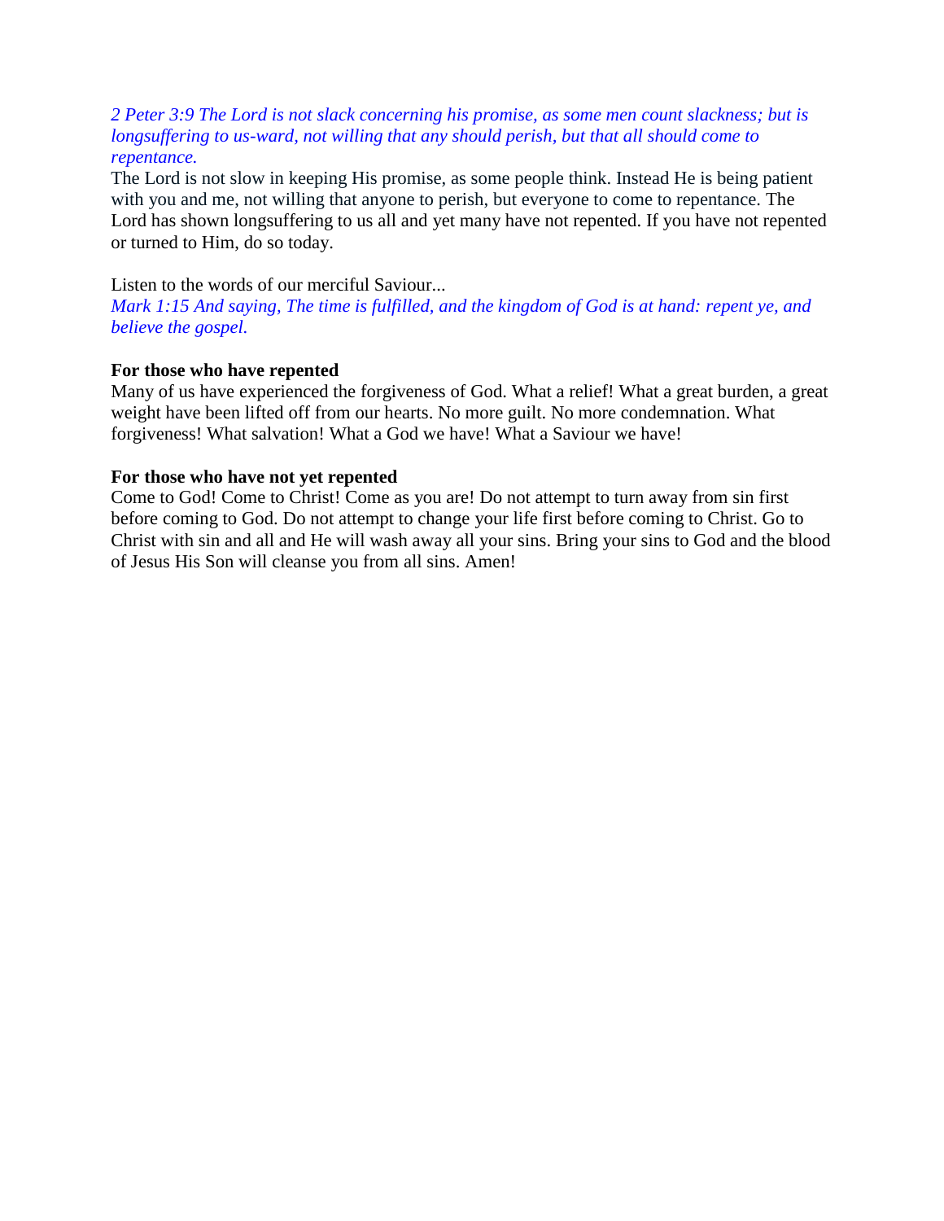*2 Peter 3:9 The Lord is not slack concerning his promise, as some men count slackness; but is longsuffering to us-ward, not willing that any should perish, but that all should come to repentance.*

The Lord is not slow in keeping His promise, as some people think. Instead He is being patient with you and me, not willing that anyone to perish, but everyone to come to repentance. The Lord has shown longsuffering to us all and yet many have not repented. If you have not repented or turned to Him, do so today.

Listen to the words of our merciful Saviour...

*Mark 1:15 And saying, The time is fulfilled, and the kingdom of God is at hand: repent ye, and believe the gospel.*

**For those who have repented**

Many of us have experienced the forgiveness of God. What a relief! What a great burden, a great weight have been lifted off from our hearts. No more guilt. No more condemnation. What forgiveness! What salvation! What a God we have! What a Saviour we have!

**For those who have not yet repented**

Come to God! Come to Christ! Come as you are! Do not attempt to turn away from sin first before coming to God. Do not attempt to change your life first before coming to Christ. Go to Christ with sin and all and He will wash away all your sins. Bring your sins to God and the blood of Jesus His Son will cleanse you from all sins. Amen!